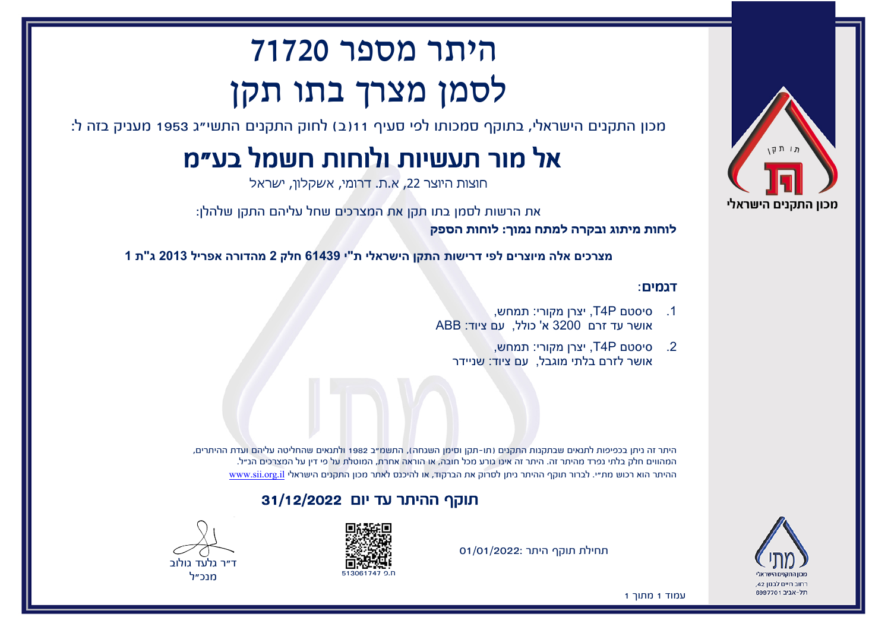# היתר מספר 71720
# לסמן מצרך בתו תקן

מכון התקנים הישראלי, בתוקף סמכותו לפי סעיף 11(ב) לחוק התקנים התשי"ג 1953 מעניק בזה ל:

## אל מור תעשיות ולוחות חשמל בע"מ

חוצות היוצר 22, א.ת. דרומי, אשקלון, ישראל

את הרשות לסמן בתו תקן את המצרכים שחל עליהם התקן שלהלן:

**לוחות מיתוג ובקרה למתח נמוך: לוחות הספק**

**מצרכים אלה מיוצרים לפי דרישות התקן הישראלי ת"י 61439 חלק 2 מהדורה אפריל 2013 ג"ת 1**

**דגמים:**

1. סיסטם T4P, יצרן מקורי: תמחש,
   אושר עד זרם 3200 א' כולל, עם ציוד: ABB
2. סיסטם T4P, יצרן מקורי: תמחש,
   אושר לזרם בלתי מוגבל, עם ציוד: שניידר

היתר זה ניתן בכפיפות לתנאים שבתקנות התקנים (תו-תקן וסימן השגחה), התשמ"ב 1982 ולתנאים שהחליטה עליהם ועדת ההיתרים, המהווים חלק בלתי נפרד מהיתר זה. היתר זה אינו גורע מכל חובה, או הוראה אחרת, המוטלת על פי דין על המצרכים הנ"ל.
ההיתר הוא רכוש מת"י. לבירור תוקף ההיתר ניתן לסרוק את הברקוד, או להיכנס לאתר מכון התקנים הישראלי www.sii.org.il

**תוקף ההיתר עד יום 31/12/2022**

תחילת תוקף היתר: 01/01/2022

ח.פ 513061747

ד"ר גלעד גולוב
מנכ"ל

מכון התקנים הישראלי
רחוב חיים לבנון 42,
תל-אביב 6997701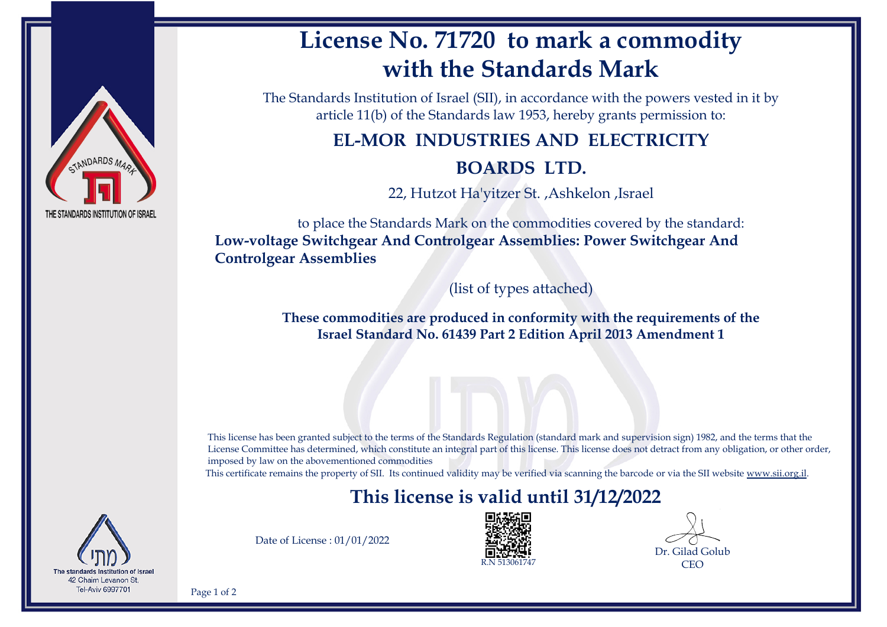THE STANDARDS INSTITUTION OF ISRAEL

# License No. 71720 to mark a commodity with the Standards Mark

The Standards Institution of Israel (SII), in accordance with the powers vested in it by article 11(b) of the Standards law 1953, hereby grants permission to:

## EL-MOR INDUSTRIES AND ELECTRICITY BOARDS LTD.

22, Hutzot Ha'yitzer St. ,Ashkelon ,Israel

to place the Standards Mark on the commodities covered by the standard:

**Low-voltage Switchgear And Controlgear Assemblies: Power Switchgear And Controlgear Assemblies**

(list of types attached)

**These commodities are produced in conformity with the requirements of the Israel Standard No. 61439 Part 2 Edition April 2013 Amendment 1**

This license has been granted subject to the terms of the Standards Regulation (standard mark and supervision sign) 1982, and the terms that the License Committee has determined, which constitute an integral part of this license. This license does not detract from any obligation, or other order, imposed by law on the abovementioned commodities

This certificate remains the property of SII. Its continued validity may be verified via scanning the barcode or via the SII website www.sii.org.il.

## This license is valid until 31/12/2022

Date of License : 01/01/2022

R.N 513061747

Dr. Gilad Golub
CEO

The standards Institution of Israel
42 Chaim Levanon St.
Tel-Aviv 6997701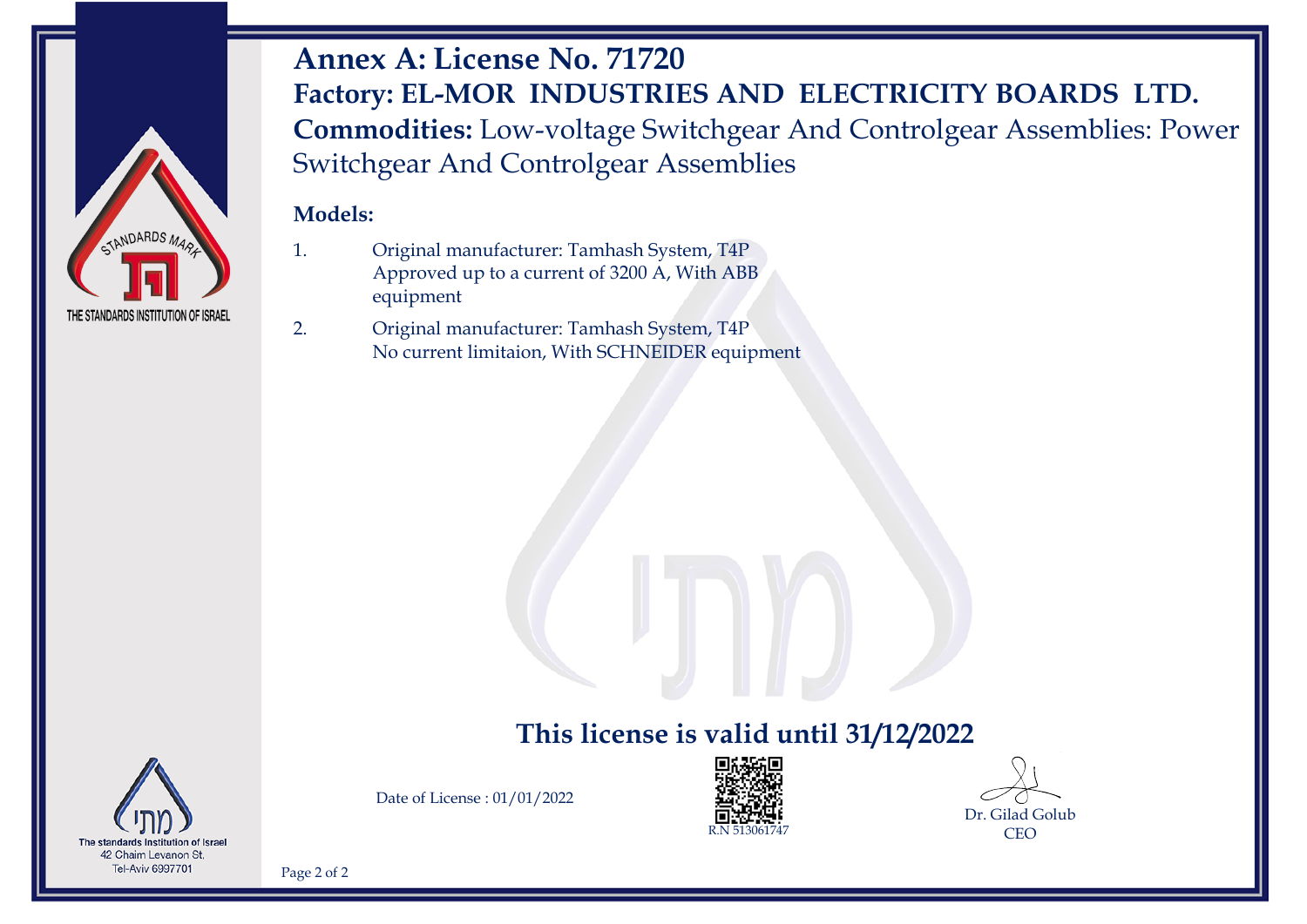# Annex A: License No. 71720

## Factory: EL-MOR INDUSTRIES AND ELECTRICITY BOARDS LTD.

**Commodities:** Low-voltage Switchgear And Controlgear Assemblies: Power Switchgear And Controlgear Assemblies

**Models:**

1. Original manufacturer: Tamhash System, T4P
   Approved up to a current of 3200 A, With ABB equipment
2. Original manufacturer: Tamhash System, T4P
   No current limitaion, With SCHNEIDER equipment

## This license is valid until 31/12/2022

Date of License : 01/01/2022

R.N 513061747

Dr. Gilad Golub
CEO

THE STANDARDS INSTITUTION OF ISRAEL

The standards Institution of Israel
42 Chaim Levanon St,
Tel-Aviv 6997701